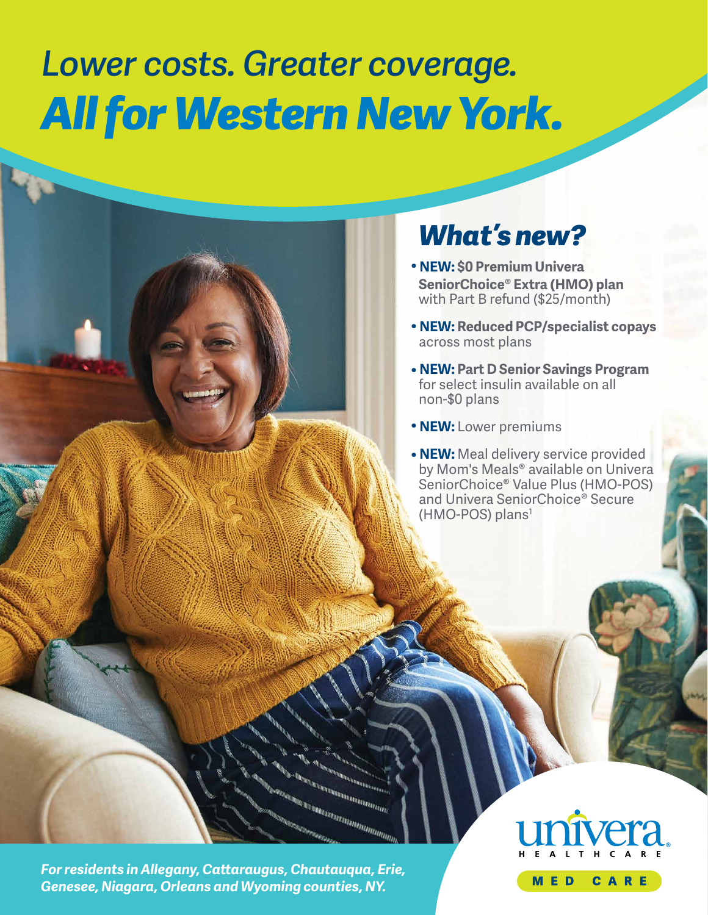# *Lower costs. Greater coverage.*
# ***All for Western New York.***

## *What's new?*

- **NEW: $0 Premium Univera SeniorChoice® Extra (HMO) plan** with Part B refund ($25/month)
- **NEW: Reduced PCP/specialist copays** across most plans
- **NEW: Part D Senior Savings Program** for select insulin available on all non-$0 plans
- **NEW:** Lower premiums
- **NEW:** Meal delivery service provided by Mom's Meals® available on Univera SeniorChoice® Value Plus (HMO-POS) and Univera SeniorChoice® Secure (HMO-POS) plans[1]

***For residents in Allegany, Cattaraugus, Chautauqua, Erie, Genesee, Niagara, Orleans and Wyoming counties, NY.***

univera HEALTHCARE

MED CARE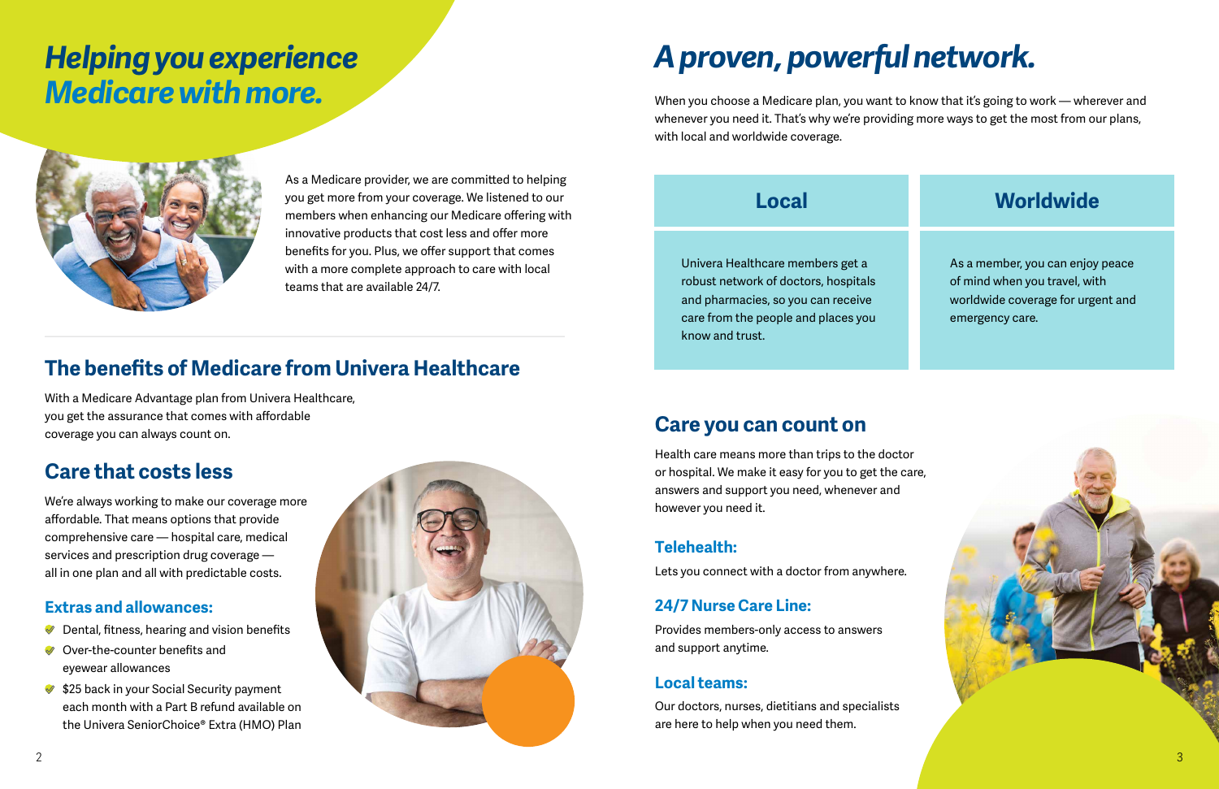# *Helping you experience Medicare with more.*

As a Medicare provider, we are committed to helping you get more from your coverage. We listened to our members when enhancing our Medicare offering with innovative products that cost less and offer more benefits for you. Plus, we offer support that comes with a more complete approach to care with local teams that are available 24/7.

## The benefits of Medicare from Univera Healthcare

With a Medicare Advantage plan from Univera Healthcare, you get the assurance that comes with affordable coverage you can always count on.

## Care that costs less

We're always working to make our coverage more affordable. That means options that provide comprehensive care — hospital care, medical services and prescription drug coverage — all in one plan and all with predictable costs.

### Extras and allowances:

- Dental, fitness, hearing and vision benefits
- Over-the-counter benefits and eyewear allowances
- $25 back in your Social Security payment each month with a Part B refund available on the Univera SeniorChoice® Extra (HMO) Plan

# *A proven, powerful network.*

When you choose a Medicare plan, you want to know that it's going to work — wherever and whenever you need it. That's why we're providing more ways to get the most from our plans, with local and worldwide coverage.

| Local | Worldwide |
|---|---|
| Univera Healthcare members get a robust network of doctors, hospitals and pharmacies, so you can receive care from the people and places you know and trust. | As a member, you can enjoy peace of mind when you travel, with worldwide coverage for urgent and emergency care. |

## Care you can count on

Health care means more than trips to the doctor or hospital. We make it easy for you to get the care, answers and support you need, whenever and however you need it.

### Telehealth:

Lets you connect with a doctor from anywhere.

### 24/7 Nurse Care Line:

Provides members-only access to answers and support anytime.

### Local teams:

Our doctors, nurses, dietitians and specialists are here to help when you need them.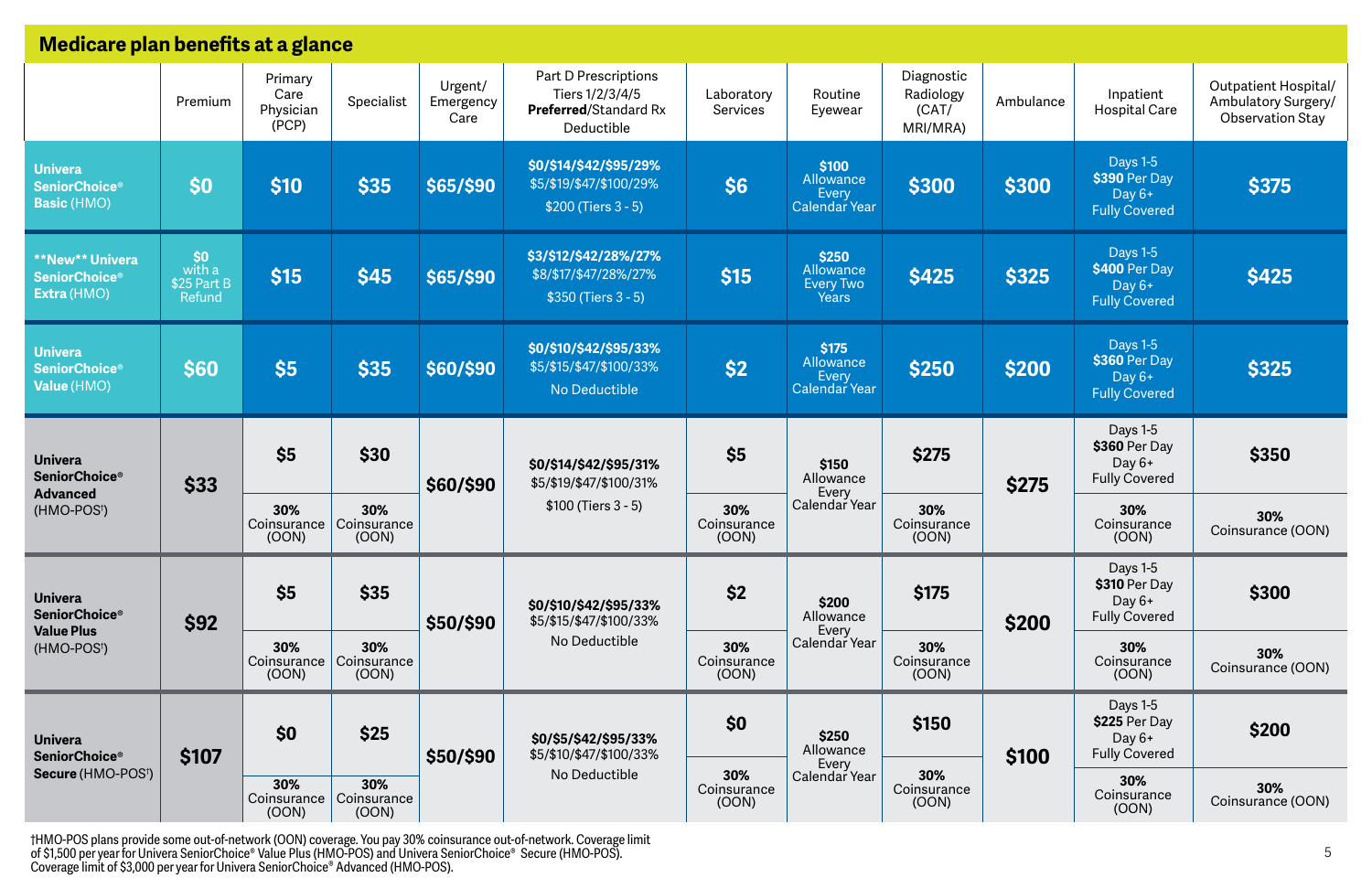## Medicare plan benefits at a glance

| | Premium | Primary Care Physician (PCP) | Specialist | Urgent/ Emergency Care | Part D Prescriptions Tiers 1/2/3/4/5 **Preferred**/Standard Rx Deductible | Laboratory Services | Routine Eyewear | Diagnostic Radiology (CAT/ MRI/MRA) | Ambulance | Inpatient Hospital Care | Outpatient Hospital/ Ambulatory Surgery/ Observation Stay |
|---|---|---|---|---|---|---|---|---|---|---|---|
| **Univera SeniorChoice® Basic** (HMO) | $0 | $10 | $35 | $65/$90 | **$0/$14/$42/$95/29%** $5/$19/$47/$100/29% $200 (Tiers 3 - 5) | $6 | **$100** Allowance Every Calendar Year | $300 | $300 | Days 1-5 **$390** Per Day Day 6+ Fully Covered | $375 |
| **\*\*New\*\* Univera SeniorChoice® Extra** (HMO) | $0 with a $25 Part B Refund | $15 | $45 | $65/$90 | **$3/$12/$42/28%/27%** $8/$17/$47/28%/27% $350 (Tiers 3 - 5) | $15 | **$250** Allowance Every Two Years | $425 | $325 | Days 1-5 **$400** Per Day Day 6+ Fully Covered | $425 |
| **Univera SeniorChoice® Value** (HMO) | $60 | $5 | $35 | $60/$90 | **$0/$10/$42/$95/33%** $5/$15/$47/$100/33% No Deductible | $2 | **$175** Allowance Every Calendar Year | $250 | $200 | Days 1-5 **$360** Per Day Day 6+ Fully Covered | $325 |
| **Univera SeniorChoice® Advanced** (HMO-POS†) | $33 | $5<br>30% Coinsurance (OON) | $30<br>30% Coinsurance (OON) | $60/$90 | **$0/$14/$42/$95/31%** $5/$19/$47/$100/31% $100 (Tiers 3 - 5) | $5<br>30% Coinsurance (OON) | **$150** Allowance Every Calendar Year | $275<br>30% Coinsurance (OON) | $275 | Days 1-5 **$360** Per Day Day 6+ Fully Covered<br>30% Coinsurance (OON) | $350<br>30% Coinsurance (OON) |
| **Univera SeniorChoice® Value Plus** (HMO-POS†) | $92 | $5<br>30% Coinsurance (OON) | $35<br>30% Coinsurance (OON) | $50/$90 | **$0/$10/$42/$95/33%** $5/$15/$47/$100/33% No Deductible | $2<br>30% Coinsurance (OON) | **$200** Allowance Every Calendar Year | $175<br>30% Coinsurance (OON) | $200 | Days 1-5 **$310** Per Day Day 6+ Fully Covered<br>30% Coinsurance (OON) | $300<br>30% Coinsurance (OON) |
| **Univera SeniorChoice® Secure** (HMO-POS†) | $107 | $0<br>30% Coinsurance (OON) | $25<br>30% Coinsurance (OON) | $50/$90 | **$0/$5/$42/$95/33%** $5/$10/$47/$100/33% No Deductible | $0<br>30% Coinsurance (OON) | **$250** Allowance Every Calendar Year | $150<br>30% Coinsurance (OON) | $100 | Days 1-5 **$225** Per Day Day 6+ Fully Covered<br>30% Coinsurance (OON) | $200<br>30% Coinsurance (OON) |

†HMO-POS plans provide some out-of-network (OON) coverage. You pay 30% coinsurance out-of-network. Coverage limit of $1,500 per year for Univera SeniorChoice® Value Plus (HMO-POS) and Univera SeniorChoice® Secure (HMO-POS). Coverage limit of $3,000 per year for Univera SeniorChoice® Advanced (HMO-POS).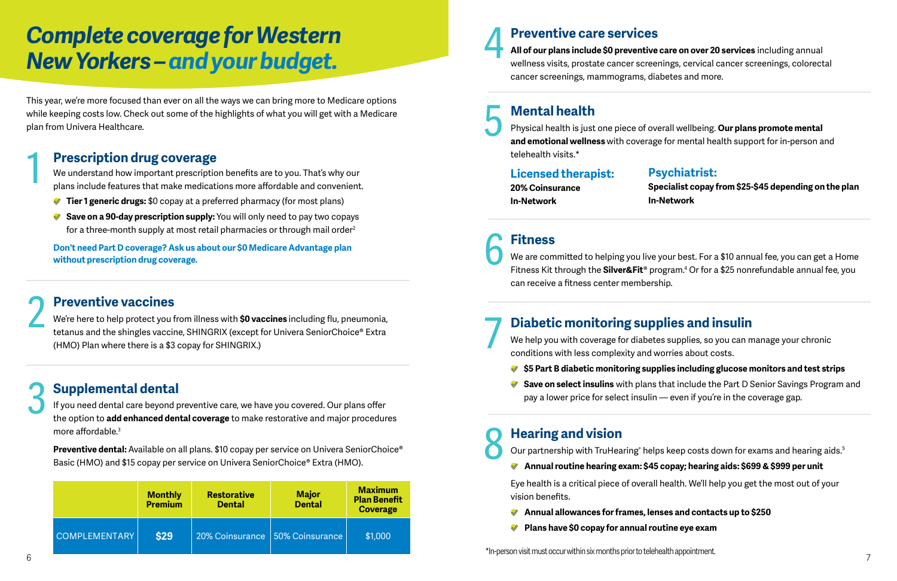# *Complete coverage for Western New Yorkers – and your budget.*

This year, we're more focused than ever on all the ways we can bring more to Medicare options while keeping costs low. Check out some of the highlights of what you will get with a Medicare plan from Univera Healthcare.

## 1 Prescription drug coverage

We understand how important prescription benefits are to you. That's why our plans include features that make medications more affordable and convenient.

- **Tier 1 generic drugs:** $0 copay at a preferred pharmacy (for most plans)
- **Save on a 90-day prescription supply:** You will only need to pay two copays for a three-month supply at most retail pharmacies or through mail order[2]

**Don't need Part D coverage? Ask us about our $0 Medicare Advantage plan without prescription drug coverage.**

## 2 Preventive vaccines

We're here to help protect you from illness with **$0 vaccines** including flu, pneumonia, tetanus and the shingles vaccine, SHINGRIX (except for Univera SeniorChoice® Extra (HMO) Plan where there is a $3 copay for SHINGRIX.)

## 3 Supplemental dental

If you need dental care beyond preventive care, we have you covered. Our plans offer the option to **add enhanced dental coverage** to make restorative and major procedures more affordable.[3]

**Preventive dental:** Available on all plans. $10 copay per service on Univera SeniorChoice® Basic (HMO) and $15 copay per service on Univera SeniorChoice® Extra (HMO).

| | Monthly Premium | Restorative Dental | Major Dental | Maximum Plan Benefit Coverage |
|---|---|---|---|---|
| COMPLEMENTARY | $29 | 20% Coinsurance | 50% Coinsurance | $1,000 |

## 4 Preventive care services

**All of our plans include $0 preventive care on over 20 services** including annual wellness visits, prostate cancer screenings, cervical cancer screenings, colorectal cancer screenings, mammograms, diabetes and more.

## 5 Mental health

Physical health is just one piece of overall wellbeing. **Our plans promote mental and emotional wellness** with coverage for mental health support for in-person and telehealth visits.*

### Licensed therapist:

**20% Coinsurance**
**In-Network**

### Psychiatrist:

**Specialist copay from $25-$45 depending on the plan**
**In-Network**

## 6 Fitness

We are committed to helping you live your best. For a $10 annual fee, you can get a Home Fitness Kit through the **Silver&Fit**® program.[4] Or for a $25 nonrefundable annual fee, you can receive a fitness center membership.

## 7 Diabetic monitoring supplies and insulin

We help you with coverage for diabetes supplies, so you can manage your chronic conditions with less complexity and worries about costs.

- **$5 Part B diabetic monitoring supplies including glucose monitors and test strips**
- **Save on select insulins** with plans that include the Part D Senior Savings Program and pay a lower price for select insulin — even if you're in the coverage gap.

## 8 Hearing and vision

Our partnership with TruHearing® helps keep costs down for exams and hearing aids.[5]

- **Annual routine hearing exam: $45 copay; hearing aids: $699 & $999 per unit**

Eye health is a critical piece of overall health. We'll help you get the most out of your vision benefits.

- **Annual allowances for frames, lenses and contacts up to $250**
- **Plans have $0 copay for annual routine eye exam**

*In-person visit must occur within six months prior to telehealth appointment.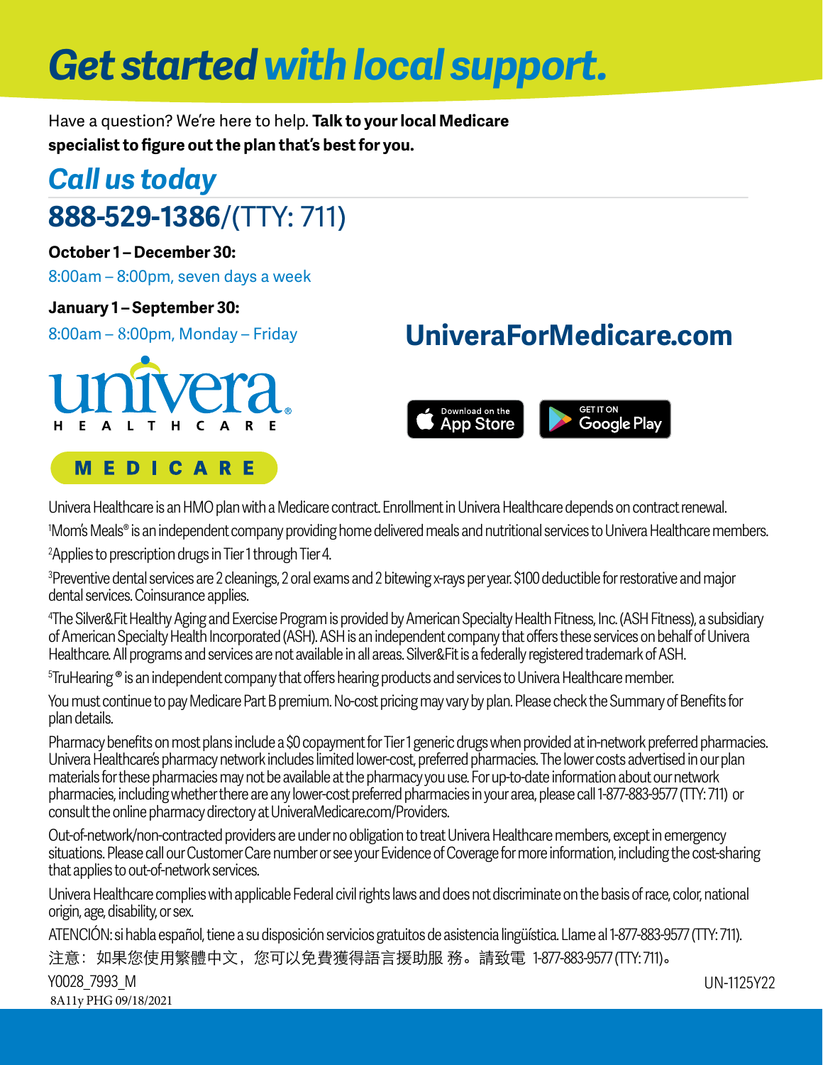# Get started with local support.

Have a question? We're here to help. **Talk to your local Medicare specialist to figure out the plan that's best for you.**

## Call us today

## 888-529-1386/(TTY: 711)

**October 1 – December 30:**
8:00am – 8:00pm, seven days a week

**January 1 – September 30:**
8:00am – 8:00pm, Monday – Friday

## UniveraForMedicare.com

Download on the App Store

GET IT ON Google Play

univera HEALTHCARE

MEDICARE

Univera Healthcare is an HMO plan with a Medicare contract. Enrollment in Univera Healthcare depends on contract renewal.

[1]Mom's Meals® is an independent company providing home delivered meals and nutritional services to Univera Healthcare members.

[2]Applies to prescription drugs in Tier 1 through Tier 4.

[3]Preventive dental services are 2 cleanings, 2 oral exams and 2 bitewing x-rays per year. $100 deductible for restorative and major dental services. Coinsurance applies.

[4]The Silver&Fit Healthy Aging and Exercise Program is provided by American Specialty Health Fitness, Inc. (ASH Fitness), a subsidiary of American Specialty Health Incorporated (ASH). ASH is an independent company that offers these services on behalf of Univera Healthcare. All programs and services are not available in all areas. Silver&Fit is a federally registered trademark of ASH.

[5]TruHearing® is an independent company that offers hearing products and services to Univera Healthcare member.

You must continue to pay Medicare Part B premium. No-cost pricing may vary by plan. Please check the Summary of Benefits for plan details.

Pharmacy benefits on most plans include a $0 copayment for Tier 1 generic drugs when provided at in-network preferred pharmacies. Univera Healthcare's pharmacy network includes limited lower-cost, preferred pharmacies. The lower costs advertised in our plan materials for these pharmacies may not be available at the pharmacy you use. For up-to-date information about our network pharmacies, including whether there are any lower-cost preferred pharmacies in your area, please call 1-877-883-9577 (TTY: 711) or consult the online pharmacy directory at UniveraMedicare.com/Providers.

Out-of-network/non-contracted providers are under no obligation to treat Univera Healthcare members, except in emergency situations. Please call our Customer Care number or see your Evidence of Coverage for more information, including the cost-sharing that applies to out-of-network services.

Univera Healthcare complies with applicable Federal civil rights laws and does not discriminate on the basis of race, color, national origin, age, disability, or sex.

ATENCIÓN: si habla español, tiene a su disposición servicios gratuitos de asistencia lingüística. Llame al 1-877-883-9577 (TTY: 711).

注意：如果您使用繁體中文，您可以免費獲得語言援助服 務。請致電 1-877-883-9577 (TTY: 711)。

Y0028_7993_M

8A11y PHG 09/18/2021

UN-1125Y22